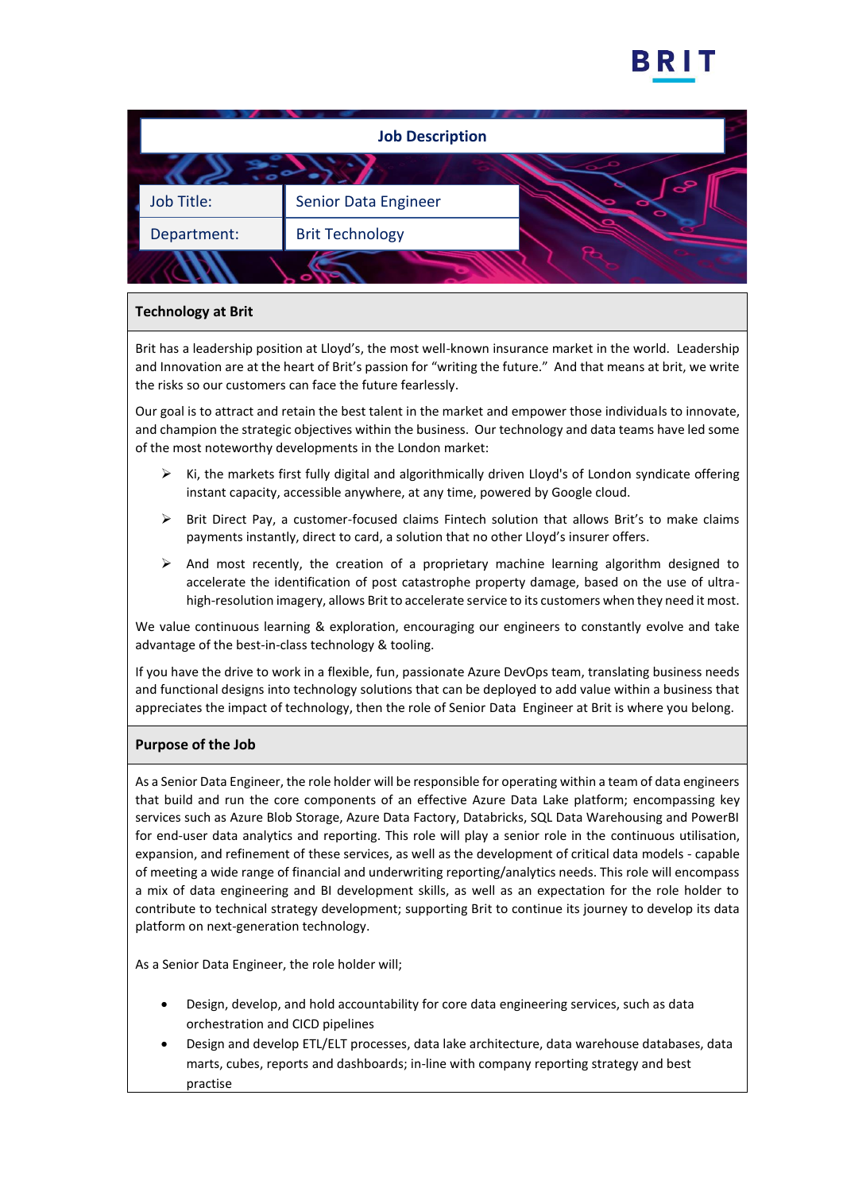BRIT

# Job Description

| Job Title: | Senior Data Engineer |
| --- | --- |
| Department: | Brit Technology |

## Technology at Brit

Brit has a leadership position at Lloyd's, the most well-known insurance market in the world. Leadership and Innovation are at the heart of Brit's passion for "writing the future." And that means at brit, we write the risks so our customers can face the future fearlessly.

Our goal is to attract and retain the best talent in the market and empower those individuals to innovate, and champion the strategic objectives within the business. Our technology and data teams have led some of the most noteworthy developments in the London market:

- Ki, the markets first fully digital and algorithmically driven Lloyd's of London syndicate offering instant capacity, accessible anywhere, at any time, powered by Google cloud.
- Brit Direct Pay, a customer-focused claims Fintech solution that allows Brit's to make claims payments instantly, direct to card, a solution that no other Lloyd's insurer offers.
- And most recently, the creation of a proprietary machine learning algorithm designed to accelerate the identification of post catastrophe property damage, based on the use of ultra-high-resolution imagery, allows Brit to accelerate service to its customers when they need it most.

We value continuous learning & exploration, encouraging our engineers to constantly evolve and take advantage of the best-in-class technology & tooling.

If you have the drive to work in a flexible, fun, passionate Azure DevOps team, translating business needs and functional designs into technology solutions that can be deployed to add value within a business that appreciates the impact of technology, then the role of Senior Data Engineer at Brit is where you belong.

## Purpose of the Job

As a Senior Data Engineer, the role holder will be responsible for operating within a team of data engineers that build and run the core components of an effective Azure Data Lake platform; encompassing key services such as Azure Blob Storage, Azure Data Factory, Databricks, SQL Data Warehousing and PowerBI for end-user data analytics and reporting. This role will play a senior role in the continuous utilisation, expansion, and refinement of these services, as well as the development of critical data models - capable of meeting a wide range of financial and underwriting reporting/analytics needs. This role will encompass a mix of data engineering and BI development skills, as well as an expectation for the role holder to contribute to technical strategy development; supporting Brit to continue its journey to develop its data platform on next-generation technology.

As a Senior Data Engineer, the role holder will;

- Design, develop, and hold accountability for core data engineering services, such as data orchestration and CICD pipelines
- Design and develop ETL/ELT processes, data lake architecture, data warehouse databases, data marts, cubes, reports and dashboards; in-line with company reporting strategy and best practise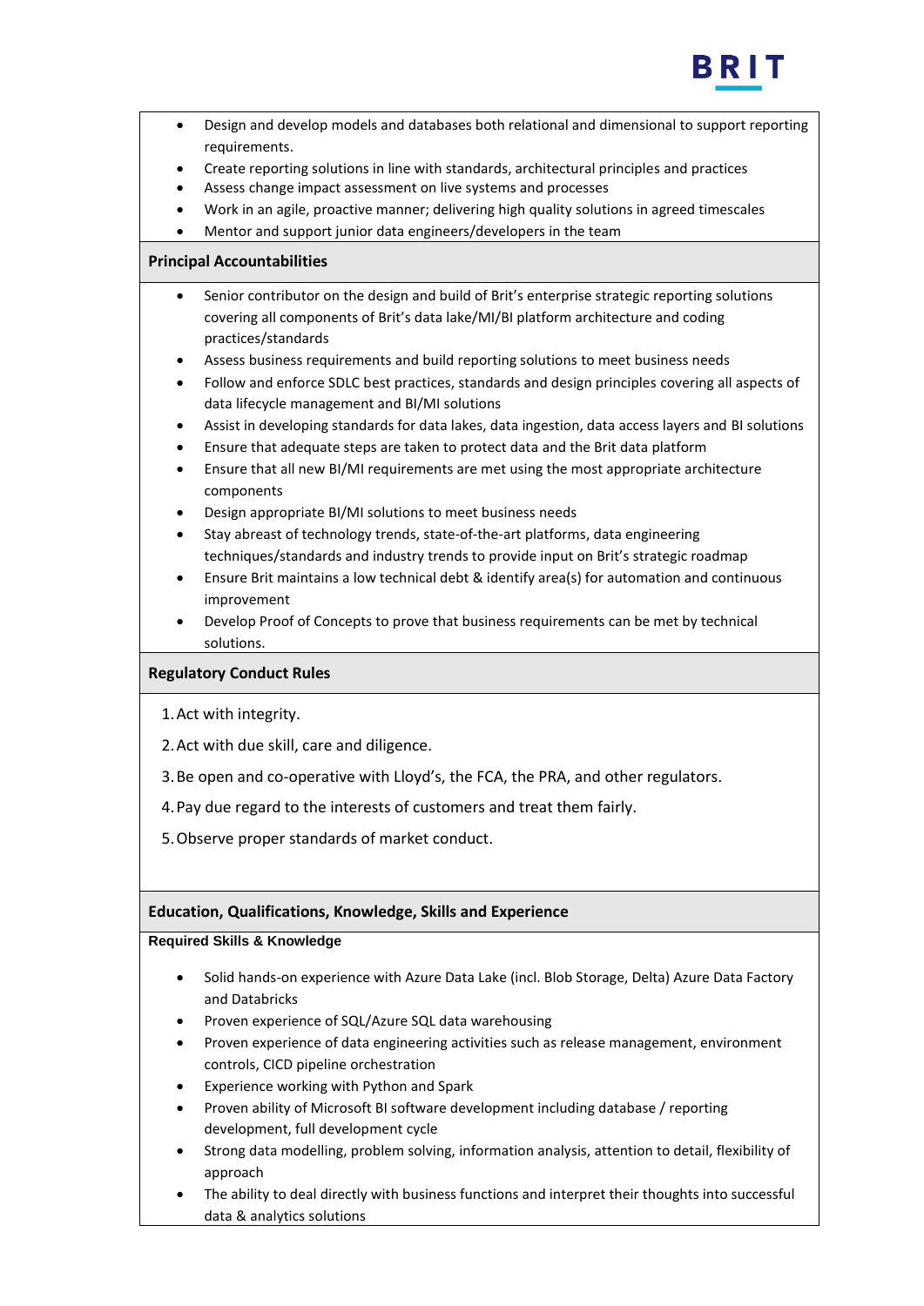- Design and develop models and databases both relational and dimensional to support reporting requirements.
- Create reporting solutions in line with standards, architectural principles and practices
- Assess change impact assessment on live systems and processes
- Work in an agile, proactive manner; delivering high quality solutions in agreed timescales
- Mentor and support junior data engineers/developers in the team

## Principal Accountabilities

- Senior contributor on the design and build of Brit's enterprise strategic reporting solutions covering all components of Brit's data lake/MI/BI platform architecture and coding practices/standards
- Assess business requirements and build reporting solutions to meet business needs
- Follow and enforce SDLC best practices, standards and design principles covering all aspects of data lifecycle management and BI/MI solutions
- Assist in developing standards for data lakes, data ingestion, data access layers and BI solutions
- Ensure that adequate steps are taken to protect data and the Brit data platform
- Ensure that all new BI/MI requirements are met using the most appropriate architecture components
- Design appropriate BI/MI solutions to meet business needs
- Stay abreast of technology trends, state-of-the-art platforms, data engineering techniques/standards and industry trends to provide input on Brit's strategic roadmap
- Ensure Brit maintains a low technical debt & identify area(s) for automation and continuous improvement
- Develop Proof of Concepts to prove that business requirements can be met by technical solutions.

## Regulatory Conduct Rules

1. Act with integrity.
2. Act with due skill, care and diligence.
3. Be open and co-operative with Lloyd's, the FCA, the PRA, and other regulators.
4. Pay due regard to the interests of customers and treat them fairly.
5. Observe proper standards of market conduct.

## Education, Qualifications, Knowledge, Skills and Experience

### Required Skills & Knowledge

- Solid hands-on experience with Azure Data Lake (incl. Blob Storage, Delta) Azure Data Factory and Databricks
- Proven experience of SQL/Azure SQL data warehousing
- Proven experience of data engineering activities such as release management, environment controls, CICD pipeline orchestration
- Experience working with Python and Spark
- Proven ability of Microsoft BI software development including database / reporting development, full development cycle
- Strong data modelling, problem solving, information analysis, attention to detail, flexibility of approach
- The ability to deal directly with business functions and interpret their thoughts into successful data & analytics solutions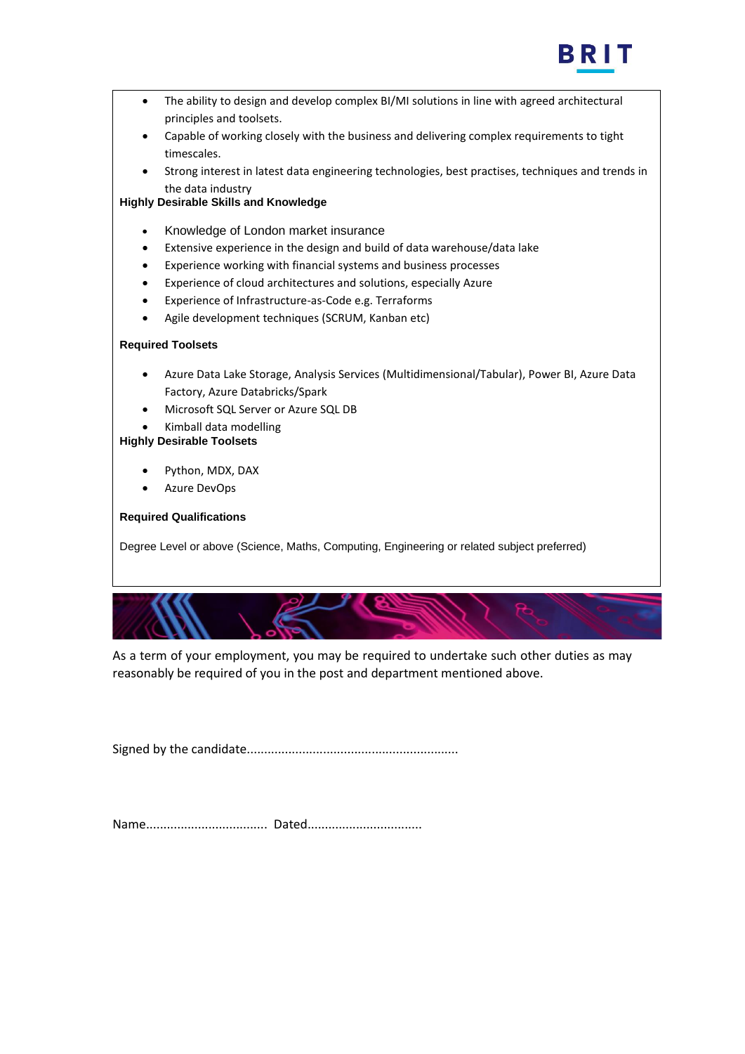- The ability to design and develop complex BI/MI solutions in line with agreed architectural principles and toolsets.
- Capable of working closely with the business and delivering complex requirements to tight timescales.
- Strong interest in latest data engineering technologies, best practises, techniques and trends in the data industry

**Highly Desirable Skills and Knowledge**

- Knowledge of London market insurance
- Extensive experience in the design and build of data warehouse/data lake
- Experience working with financial systems and business processes
- Experience of cloud architectures and solutions, especially Azure
- Experience of Infrastructure-as-Code e.g. Terraforms
- Agile development techniques (SCRUM, Kanban etc)

**Required Toolsets**

- Azure Data Lake Storage, Analysis Services (Multidimensional/Tabular), Power BI, Azure Data Factory, Azure Databricks/Spark
- Microsoft SQL Server or Azure SQL DB
- Kimball data modelling

**Highly Desirable Toolsets**

- Python, MDX, DAX
- Azure DevOps

**Required Qualifications**

Degree Level or above (Science, Maths, Computing, Engineering or related subject preferred)

As a term of your employment, you may be required to undertake such other duties as may reasonably be required of you in the post and department mentioned above.

Signed by the candidate............................................................

Name.................................. Dated................................